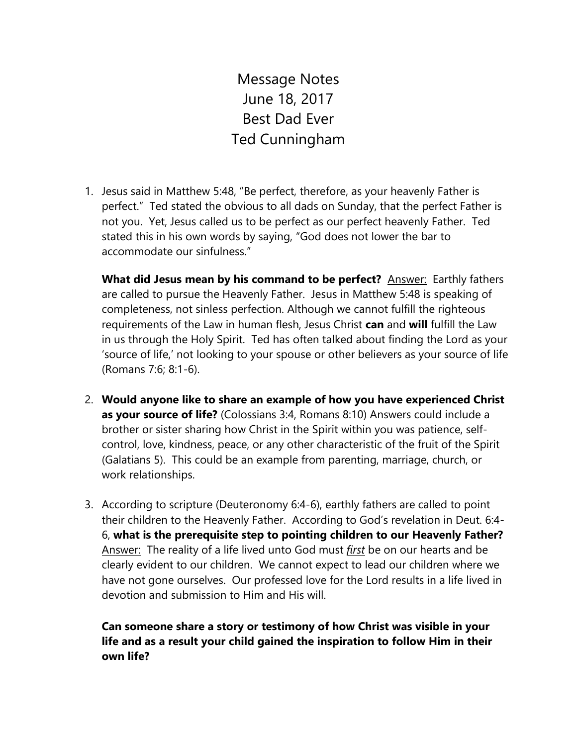# Message Notes
# June 18, 2017
# Best Dad Ever
# Ted Cunningham

1. Jesus said in Matthew 5:48, "Be perfect, therefore, as your heavenly Father is perfect." Ted stated the obvious to all dads on Sunday, that the perfect Father is not you. Yet, Jesus called us to be perfect as our perfect heavenly Father. Ted stated this in his own words by saying, "God does not lower the bar to accommodate our sinfulness."

   **What did Jesus mean by his command to be perfect?** <u>Answer:</u> Earthly fathers are called to pursue the Heavenly Father. Jesus in Matthew 5:48 is speaking of completeness, not sinless perfection. Although we cannot fulfill the righteous requirements of the Law in human flesh, Jesus Christ **can** and **will** fulfill the Law in us through the Holy Spirit. Ted has often talked about finding the Lord as your 'source of life,' not looking to your spouse or other believers as your source of life (Romans 7:6; 8:1-6).

2. **Would anyone like to share an example of how you have experienced Christ as your source of life?** (Colossians 3:4, Romans 8:10) Answers could include a brother or sister sharing how Christ in the Spirit within you was patience, self-control, love, kindness, peace, or any other characteristic of the fruit of the Spirit (Galatians 5). This could be an example from parenting, marriage, church, or work relationships.

3. According to scripture (Deuteronomy 6:4-6), earthly fathers are called to point their children to the Heavenly Father. According to God's revelation in Deut. 6:4-6, **what is the prerequisite step to pointing children to our Heavenly Father?** <u>Answer:</u> The reality of a life lived unto God must <u>*first*</u> be on our hearts and be clearly evident to our children. We cannot expect to lead our children where we have not gone ourselves. Our professed love for the Lord results in a life lived in devotion and submission to Him and His will.

   **Can someone share a story or testimony of how Christ was visible in your life and as a result your child gained the inspiration to follow Him in their own life?**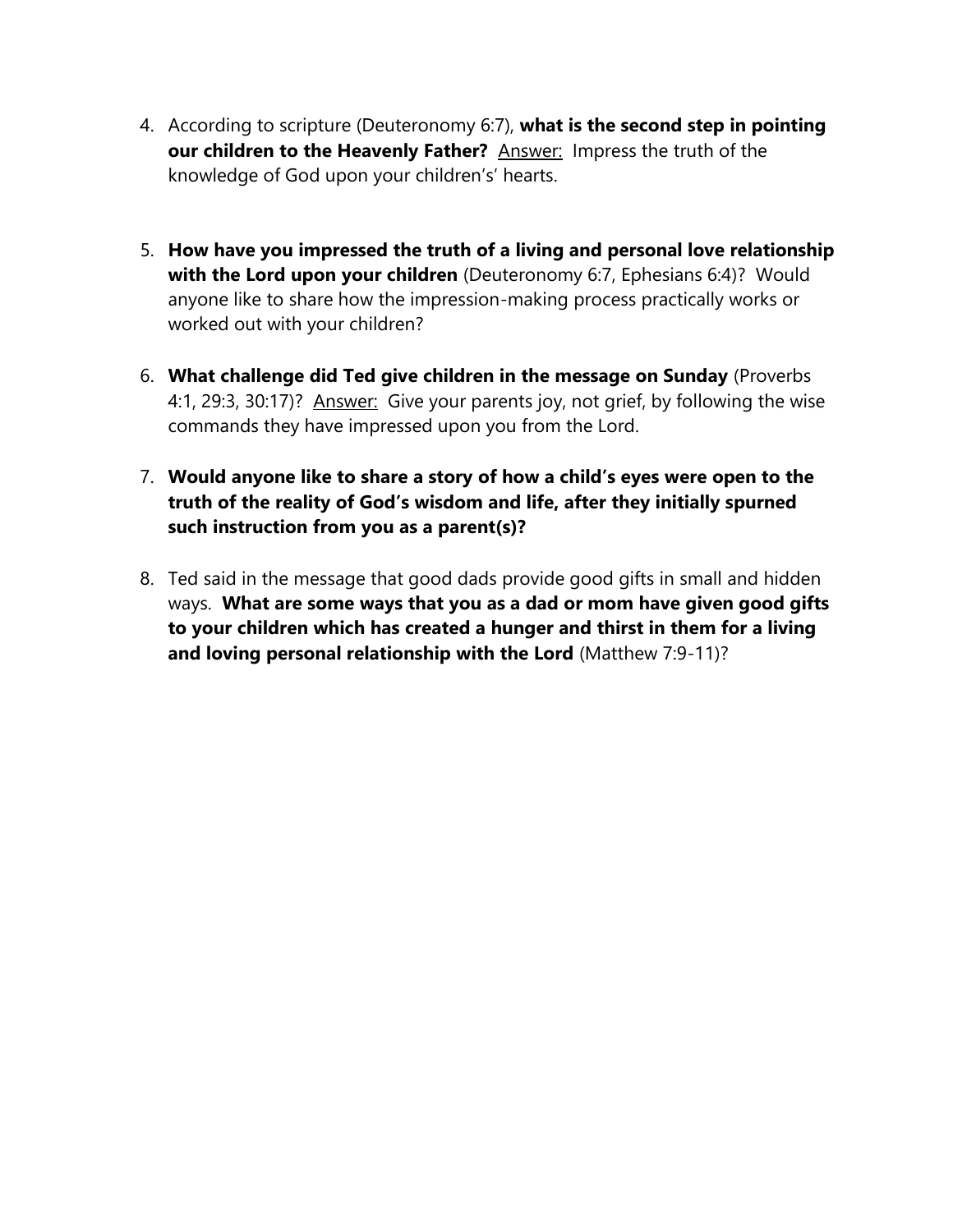4. According to scripture (Deuteronomy 6:7), **what is the second step in pointing our children to the Heavenly Father?** <u>Answer:</u> Impress the truth of the knowledge of God upon your childrens's' hearts.

5. **How have you impressed the truth of a living and personal love relationship with the Lord upon your children** (Deuteronomy 6:7, Ephesians 6:4)? Would anyone like to share how the impression-making process practically works or worked out with your children?

6. **What challenge did Ted give children in the message on Sunday** (Proverbs 4:1, 29:3, 30:17)? <u>Answer:</u> Give your parents joy, not grief, by following the wise commands they have impressed upon you from the Lord.

7. **Would anyone like to share a story of how a child's eyes were open to the truth of the reality of God's wisdom and life, after they initially spurned such instruction from you as a parent(s)?**

8. Ted said in the message that good dads provide good gifts in small and hidden ways. **What are some ways that you as a dad or mom have given good gifts to your children which has created a hunger and thirst in them for a living and loving personal relationship with the Lord** (Matthew 7:9-11)?